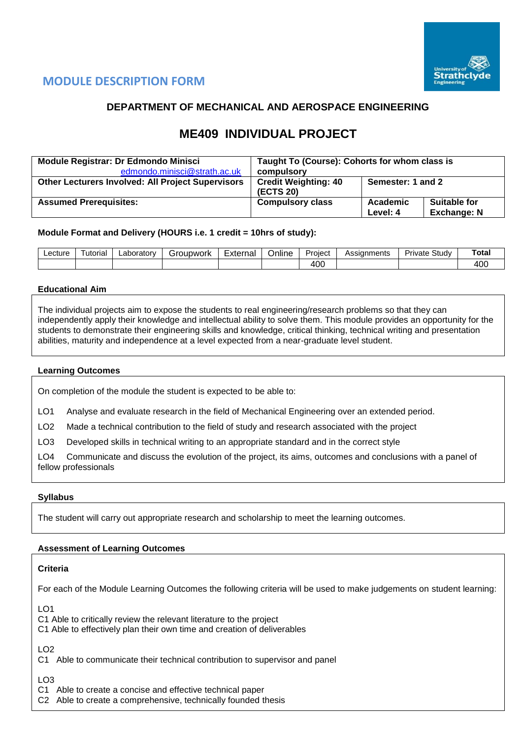# MODULE DESCRIPTION FORM

## DEPARTMENT OF MECHANICAL AND AEROSPACE ENGINEERING

# ME409 INDIVIDUAL PROJECT

| **Module Registrar: Dr Edmondo Minisci** edmondo.minisci@strath.ac.uk | **Taught To (Course): Cohorts for whom class is compulsory** | | |
|---|---|---|---|
| **Other Lecturers Involved: All Project Supervisors** | **Credit Weighting: 40 (ECTS 20)** | **Semester: 1 and 2** | |
| **Assumed Prerequisites:** | **Compulsory class** | **Academic Level: 4** | **Suitable for Exchange: N** |

**Module Format and Delivery (HOURS i.e. 1 credit = 10hrs of study):**

| Lecture | Tutorial | Laboratory | Groupwork | External | Online | Project | Assignments | Private Study | **Total** |
|---|---|---|---|---|---|---|---|---|---|
| | | | | | | 400 | | | 400 |

**Educational Aim**

The individual projects aim to expose the students to real engineering/research problems so that they can independently apply their knowledge and intellectual ability to solve them. This module provides an opportunity for the students to demonstrate their engineering skills and knowledge, critical thinking, technical writing and presentation abilities, maturity and independence at a level expected from a near-graduate level student.

**Learning Outcomes**

On completion of the module the student is expected to be able to:

LO1 Analyse and evaluate research in the field of Mechanical Engineering over an extended period.

LO2 Made a technical contribution to the field of study and research associated with the project

LO3 Developed skills in technical writing to an appropriate standard and in the correct style

LO4 Communicate and discuss the evolution of the project, its aims, outcomes and conclusions with a panel of fellow professionals

**Syllabus**

The student will carry out appropriate research and scholarship to meet the learning outcomes.

**Assessment of Learning Outcomes**

**Criteria**

For each of the Module Learning Outcomes the following criteria will be used to make judgements on student learning:

LO1
C1 Able to critically review the relevant literature to the project
C1 Able to effectively plan their own time and creation of deliverables

LO2
C1 Able to communicate their technical contribution to supervisor and panel

LO3
C1 Able to create a concise and effective technical paper
C2 Able to create a comprehensive, technically founded thesis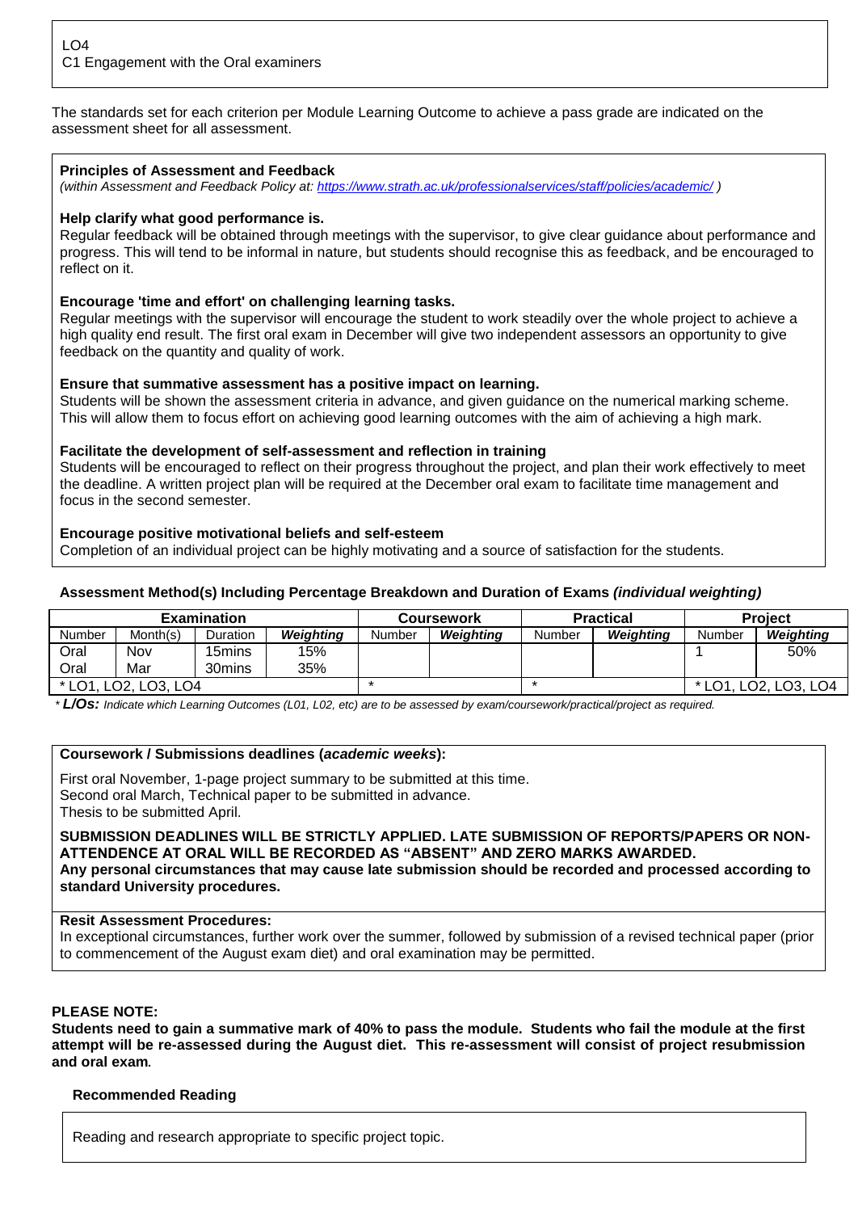LO4
C1 Engagement with the Oral examiners

The standards set for each criterion per Module Learning Outcome to achieve a pass grade are indicated on the assessment sheet for all assessment.

**Principles of Assessment and Feedback**
*(within Assessment and Feedback Policy at: https://www.strath.ac.uk/professionalservices/staff/policies/academic/ )*

**Help clarify what good performance is.**
Regular feedback will be obtained through meetings with the supervisor, to give clear guidance about performance and progress. This will tend to be informal in nature, but students should recognise this as feedback, and be encouraged to reflect on it.

**Encourage 'time and effort' on challenging learning tasks.**
Regular meetings with the supervisor will encourage the student to work steadily over the whole project to achieve a high quality end result. The first oral exam in December will give two independent assessors an opportunity to give feedback on the quantity and quality of work.

**Ensure that summative assessment has a positive impact on learning.**
Students will be shown the assessment criteria in advance, and given guidance on the numerical marking scheme. This will allow them to focus effort on achieving good learning outcomes with the aim of achieving a high mark.

**Facilitate the development of self-assessment and reflection in training**
Students will be encouraged to reflect on their progress throughout the project, and plan their work effectively to meet the deadline. A written project plan will be required at the December oral exam to facilitate time management and focus in the second semester.

**Encourage positive motivational beliefs and self-esteem**
Completion of an individual project can be highly motivating and a source of satisfaction for the students.

**Assessment Method(s) Including Percentage Breakdown and Duration of Exams *(individual weighting)***

| Examination | | | | Coursework | | Practical | | Project | |
|---|---|---|---|---|---|---|---|---|---|
| Number | Month(s) | Duration | ***Weighting*** | Number | ***Weighting*** | Number | ***Weighting*** | Number | ***Weighting*** |
| Oral | Nov | 15mins | 15% | | | | | 1 | 50% |
| Oral | Mar | 30mins | 35% | | | | | | |
| * LO1, LO2, LO3, LO4 | | | | * | | * | | * LO1, LO2, LO3, LO4 | |

* ***L/Os:*** *Indicate which Learning Outcomes (L01, L02, etc) are to be assessed by exam/coursework/practical/project as required.*

**Coursework / Submissions deadlines (*academic weeks*):**

First oral November, 1-page project summary to be submitted at this time.
Second oral March, Technical paper to be submitted in advance.
Thesis to be submitted April.

**SUBMISSION DEADLINES WILL BE STRICTLY APPLIED. LATE SUBMISSION OF REPORTS/PAPERS OR NON-ATTENDENCE AT ORAL WILL BE RECORDED AS "ABSENT" AND ZERO MARKS AWARDED.**
**Any personal circumstances that may cause late submission should be recorded and processed according to standard University procedures.**

**Resit Assessment Procedures:**
In exceptional circumstances, further work over the summer, followed by submission of a revised technical paper (prior to commencement of the August exam diet) and oral examination may be permitted.

**PLEASE NOTE:**
**Students need to gain a summative mark of 40% to pass the module. Students who fail the module at the first attempt will be re-assessed during the August diet. This re-assessment will consist of project resubmission and oral exam.**

**Recommended Reading**

Reading and research appropriate to specific project topic.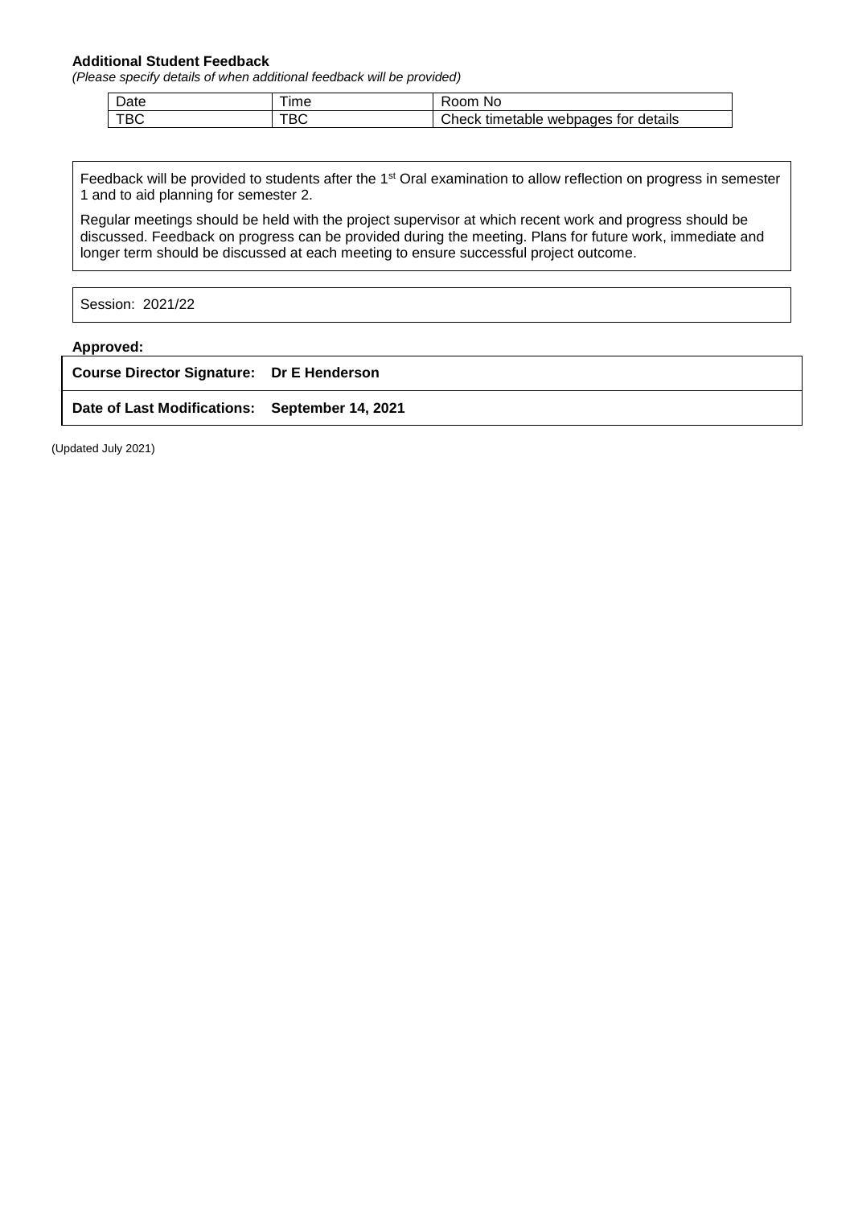**Additional Student Feedback**

*(Please specify details of when additional feedback will be provided)*

| Date | Time | Room No |
| --- | --- | --- |
| TBC | TBC | Check timetable webpages for details |

Feedback will be provided to students after the 1st Oral examination to allow reflection on progress in semester 1 and to aid planning for semester 2.

Regular meetings should be held with the project supervisor at which recent work and progress should be discussed. Feedback on progress can be provided during the meeting. Plans for future work, immediate and longer term should be discussed at each meeting to ensure successful project outcome.

Session: 2021/22

**Approved:**

| | |
| --- | --- |
| **Course Director Signature:** | **Dr E Henderson** |
| **Date of Last Modifications:** | **September 14, 2021** |

(Updated July 2021)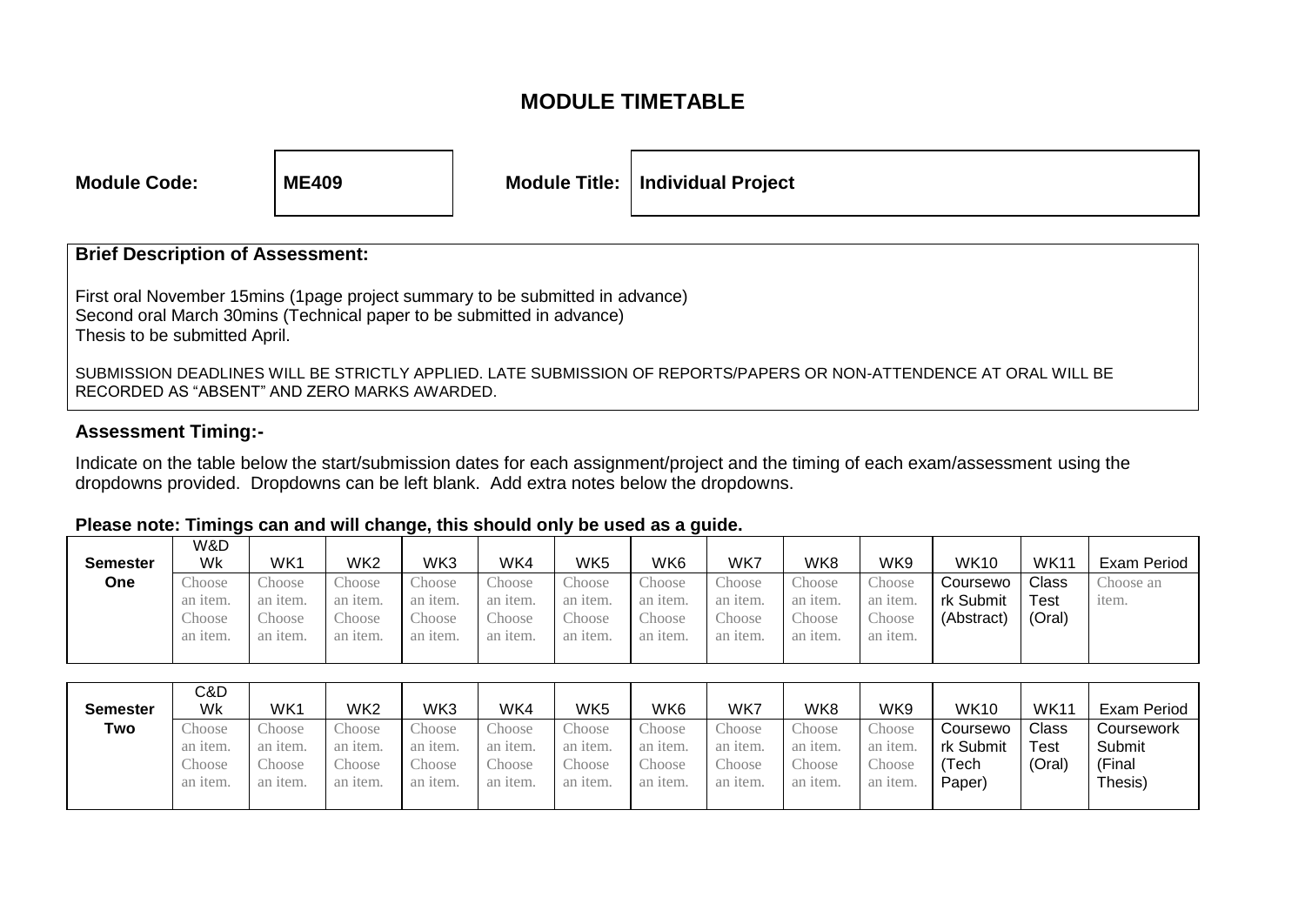# MODULE TIMETABLE

| | | | |
|---|---|---|---|
| **Module Code:** | **ME409** | **Module Title:** | **Individual Project** |

**Brief Description of Assessment:**

First oral November 15mins (1page project summary to be submitted in advance)
Second oral March 30mins (Technical paper to be submitted in advance)
Thesis to be submitted April.

SUBMISSION DEADLINES WILL BE STRICTLY APPLIED. LATE SUBMISSION OF REPORTS/PAPERS OR NON-ATTENDENCE AT ORAL WILL BE RECORDED AS "ABSENT" AND ZERO MARKS AWARDED.

**Assessment Timing:-**

Indicate on the table below the start/submission dates for each assignment/project and the timing of each exam/assessment using the dropdowns provided. Dropdowns can be left blank. Add extra notes below the dropdowns.

**Please note: Timings can and will change, this should only be used as a guide.**

| Semester One | W&D Wk | WK1 | WK2 | WK3 | WK4 | WK5 | WK6 | WK7 | WK8 | WK9 | WK10 | WK11 | Exam Period |
|---|---|---|---|---|---|---|---|---|---|---|---|---|---|
| | Choose an item. Choose an item. | Choose an item. Choose an item. | Choose an item. Choose an item. | Choose an item. Choose an item. | Choose an item. Choose an item. | Choose an item. Choose an item. | Choose an item. Choose an item. | Choose an item. Choose an item. | Choose an item. Choose an item. | Choose an item. Choose an item. | Coursework Submit (Abstract) | Class Test (Oral) | Choose an item. |

| Semester Two | C&D Wk | WK1 | WK2 | WK3 | WK4 | WK5 | WK6 | WK7 | WK8 | WK9 | WK10 | WK11 | Exam Period |
|---|---|---|---|---|---|---|---|---|---|---|---|---|---|
| | Choose an item. Choose an item. | Choose an item. Choose an item. | Choose an item. Choose an item. | Choose an item. Choose an item. | Choose an item. Choose an item. | Choose an item. Choose an item. | Choose an item. Choose an item. | Choose an item. Choose an item. | Choose an item. Choose an item. | Choose an item. Choose an item. | Coursework Submit (Tech Paper) | Class Test (Oral) | Coursework Submit (Final Thesis) |